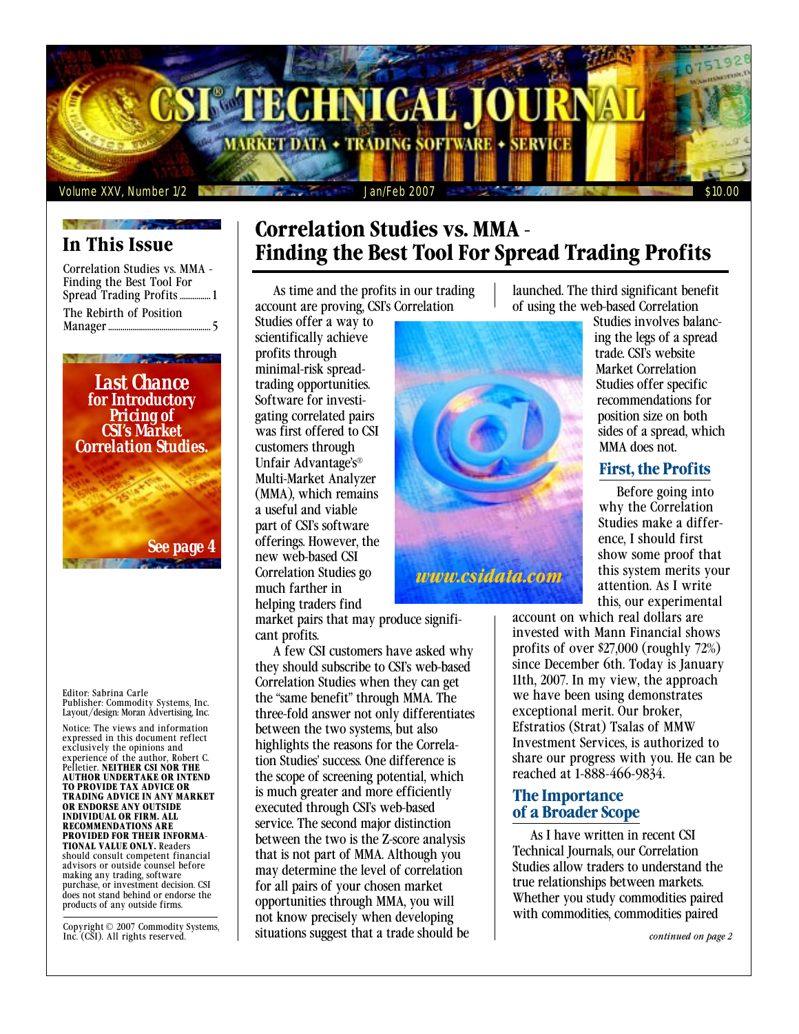# CSI® TECHNICAL JOURNAL

MARKET DATA ✦ TRADING SOFTWARE ✦ SERVICE

Volume XXV, Number 1/2 — Jan/Feb 2007 — $10.00

## In This Issue

Correlation Studies vs. MMA - Finding the Best Tool For Spread Trading Profits ..... 1

The Rebirth of Position Manager ..... 5

**Last Chance for Introductory Pricing of CSI's Market Correlation Studies.**

*See page 4*

Editor: Sabrina Carle
Publisher: Commodity Systems, Inc.
Layout/design: Moran Advertising, Inc.

Notice: The views and information expressed in this document reflect exclusively the opinions and experience of the author, Robert C. Pelletier. **NEITHER CSI NOR THE AUTHOR UNDERTAKE OR INTEND TO PROVIDE TAX ADVICE OR TRADING ADVICE IN ANY MARKET OR ENDORSE ANY OUTSIDE INDIVIDUAL OR FIRM. ALL RECOMMENDATIONS ARE PROVIDED FOR THEIR INFORMATIONAL VALUE ONLY.** Readers should consult competent financial advisors or outside counsel before making any trading, software purchase, or investment decision. CSI does not stand behind or endorse the products of any outside firms.

Copyright © 2007 Commodity Systems, Inc. (CSI). All rights reserved.

# Correlation Studies vs. MMA - Finding the Best Tool For Spread Trading Profits

As time and the profits in our trading account are proving, CSI's Correlation Studies offer a way to scientifically achieve profits through minimal-risk spread-trading opportunities. Software for investigating correlated pairs was first offered to CSI customers through Unfair Advantage's® Multi-Market Analyzer (MMA), which remains a useful and viable part of CSI's software offerings. However, the new web-based CSI Correlation Studies go much farther in helping traders find market pairs that may produce significant profits.

*www.csidata.com*

A few CSI customers have asked why they should subscribe to CSI's web-based Correlation Studies when they can get the "same benefit" through MMA. The three-fold answer not only differentiates between the two systems, but also highlights the reasons for the Correlation Studies' success. One difference is the scope of screening potential, which is much greater and more efficiently executed through CSI's web-based service. The second major distinction between the two is the Z-score analysis that is not part of MMA. Although you may determine the level of correlation for all pairs of your chosen market opportunities through MMA, you will not know precisely when developing situations suggest that a trade should be launched. The third significant benefit of using the web-based Correlation Studies involves balancing the legs of a spread trade. CSI's website Market Correlation Studies offer specific recommendations for position size on both sides of a spread, which MMA does not.

### First, the Profits

Before going into why the Correlation Studies make a difference, I should first show some proof that this system merits your attention. As I write this, our experimental account on which real dollars are invested with Mann Financial shows profits of over $27,000 (roughly 72%) since December 6th. Today is January 11th, 2007. In my view, the approach we have been using demonstrates exceptional merit. Our broker, Efstratios (Strat) Tsalas of MMW Investment Services, is authorized to share our progress with you. He can be reached at 1-888-466-9834.

### The Importance of a Broader Scope

As I have written in recent CSI Technical Journals, our Correlation Studies allow traders to understand the true relationships between markets. Whether you study commodities paired with commodities, commodities paired

*continued on page 2*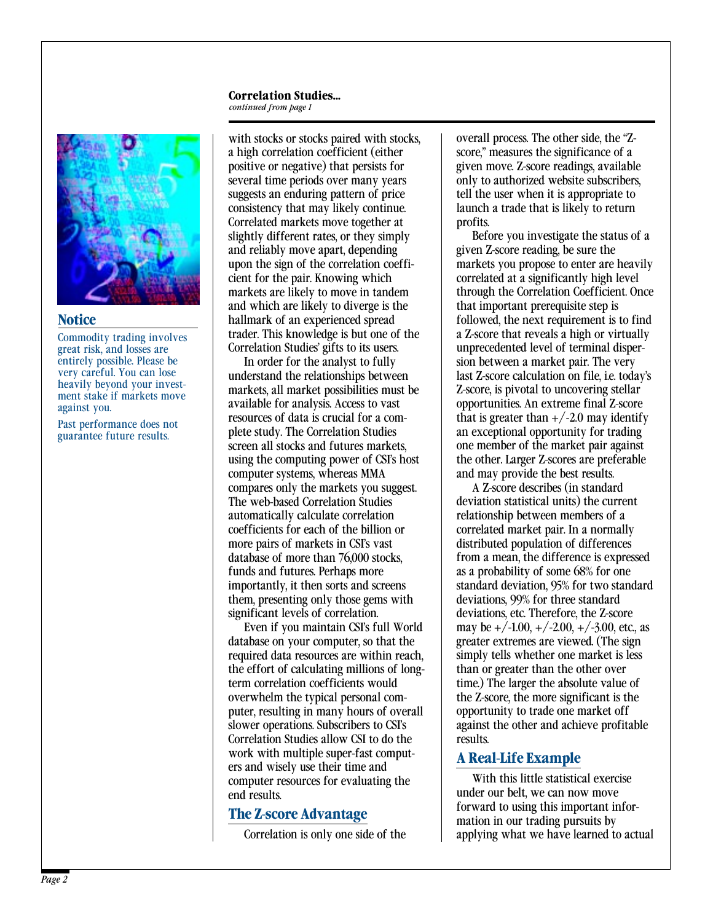**Correlation Studies...**
*continued from page 1*

## Notice

Commodity trading involves great risk, and losses are entirely possible. Please be very careful. You can lose heavily beyond your investment stake if markets move against you.

Past performance does not guarantee future results.

with stocks or stocks paired with stocks, a high correlation coefficient (either positive or negative) that persists for several time periods over many years suggests an enduring pattern of price consistency that may likely continue. Correlated markets move together at slightly different rates, or they simply and reliably move apart, depending upon the sign of the correlation coefficient for the pair. Knowing which markets are likely to move in tandem and which are likely to diverge is the hallmark of an experienced spread trader. This knowledge is but one of the Correlation Studies' gifts to its users.

In order for the analyst to fully understand the relationships between markets, all market possibilities must be available for analysis. Access to vast resources of data is crucial for a complete study. The Correlation Studies screen all stocks and futures markets, using the computing power of CSI's host computer systems, whereas MMA compares only the markets you suggest. The web-based Correlation Studies automatically calculate correlation coefficients for each of the billion or more pairs of markets in CSI's vast database of more than 76,000 stocks, funds and futures. Perhaps more importantly, it then sorts and screens them, presenting only those gems with significant levels of correlation.

Even if you maintain CSI's full World database on your computer, so that the required data resources are within reach, the effort of calculating millions of long-term correlation coefficients would overwhelm the typical personal computer, resulting in many hours of overall slower operations. Subscribers to CSI's Correlation Studies allow CSI to do the work with multiple super-fast computers and wisely use their time and computer resources for evaluating the end results.

## The Z-score Advantage

Correlation is only one side of the overall process. The other side, the "Z-score," measures the significance of a given move. Z-score readings, available only to authorized website subscribers, tell the user when it is appropriate to launch a trade that is likely to return profits.

Before you investigate the status of a given Z-score reading, be sure the markets you propose to enter are heavily correlated at a significantly high level through the Correlation Coefficient. Once that important prerequisite step is followed, the next requirement is to find a Z-score that reveals a high or virtually unprecedented level of terminal dispersion between a market pair. The very last Z-score calculation on file, i.e. today's Z-score, is pivotal to uncovering stellar opportunities. An extreme final Z-score that is greater than +/-2.0 may identify an exceptional opportunity for trading one member of the market pair against the other. Larger Z-scores are preferable and may provide the best results.

A Z-score describes (in standard deviation statistical units) the current relationship between members of a correlated market pair. In a normally distributed population of differences from a mean, the difference is expressed as a probability of some 68% for one standard deviation, 95% for two standard deviations, 99% for three standard deviations, etc. Therefore, the Z-score may be +/-1.00, +/-2.00, +/-3.00, etc., as greater extremes are viewed. (The sign simply tells whether one market is less than or greater than the other over time.) The larger the absolute value of the Z-score, the more significant is the opportunity to trade one market off against the other and achieve profitable results.

## A Real-Life Example

With this little statistical exercise under our belt, we can now move forward to using this important information in our trading pursuits by applying what we have learned to actual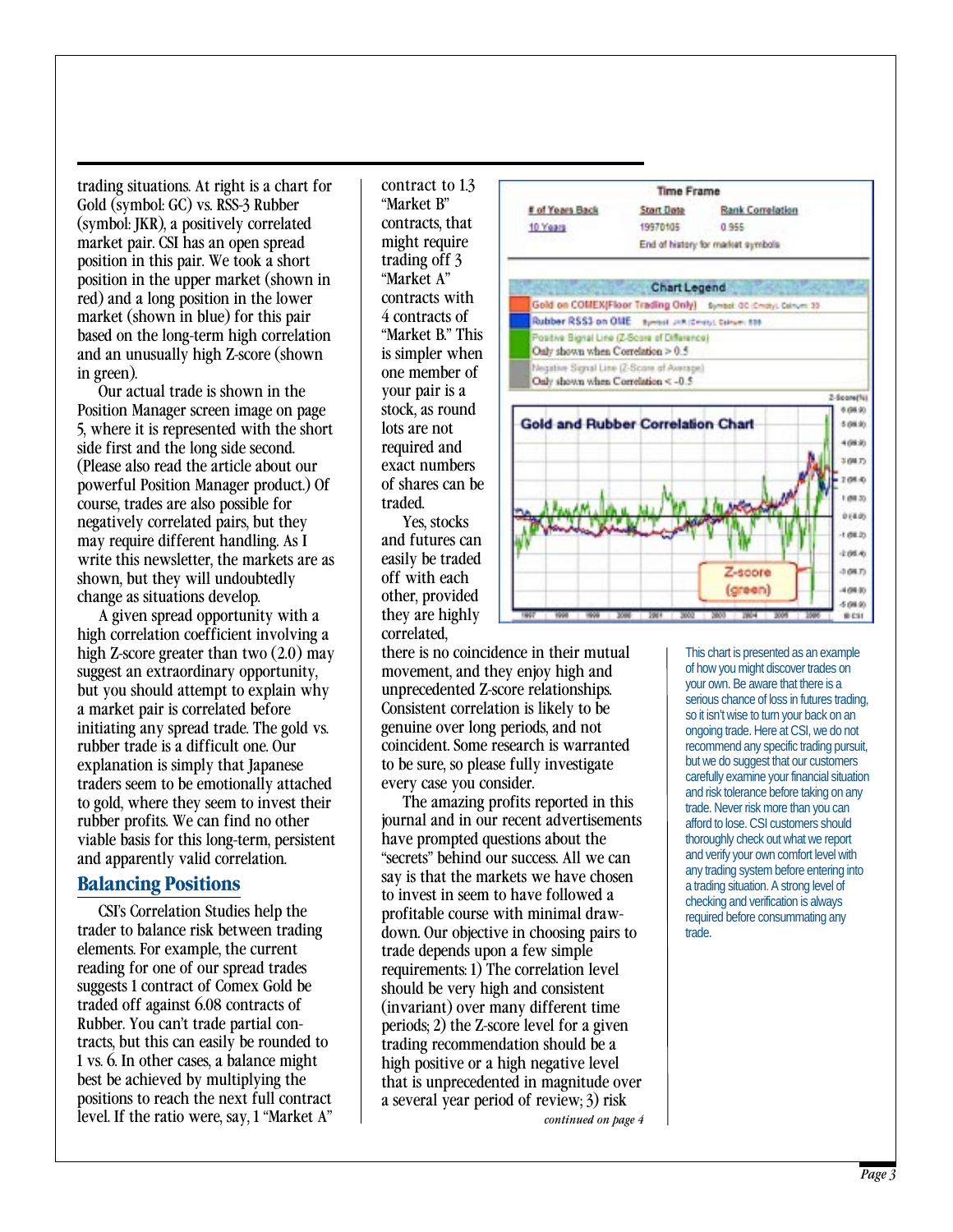trading situations. At right is a chart for Gold (symbol: GC) vs. RSS-3 Rubber (symbol: JKR), a positively correlated market pair. CSI has an open spread position in this pair. We took a short position in the upper market (shown in red) and a long position in the lower market (shown in blue) for this pair based on the long-term high correlation and an unusually high Z-score (shown in green).

Our actual trade is shown in the Position Manager screen image on page 5, where it is represented with the short side first and the long side second. (Please also read the article about our powerful Position Manager product.) Of course, trades are also possible for negatively correlated pairs, but they may require different handling. As I write this newsletter, the markets are as shown, but they will undoubtedly change as situations develop.

A given spread opportunity with a high correlation coefficient involving a high Z-score greater than two (2.0) may suggest an extraordinary opportunity, but you should attempt to explain why a market pair is correlated before initiating any spread trade. The gold vs. rubber trade is a difficult one. Our explanation is simply that Japanese traders seem to be emotionally attached to gold, where they seem to invest their rubber profits. We can find no other viable basis for this long-term, persistent and apparently valid correlation.

## Balancing Positions

CSI's Correlation Studies help the trader to balance risk between trading elements. For example, the current reading for one of our spread trades suggests 1 contract of Comex Gold be traded off against 6.08 contracts of Rubber. You can't trade partial contracts, but this can easily be rounded to 1 vs. 6. In other cases, a balance might best be achieved by multiplying the positions to reach the next full contract level. If the ratio were, say, 1 "Market A" contract to 1.3 "Market B" contracts, that might require trading off 3 "Market A" contracts with 4 contracts of "Market B." This is simpler when one member of your pair is a stock, as round lots are not required and exact numbers of shares can be traded.

Yes, stocks and futures can easily be traded off with each other, provided they are highly correlated, there is no coincidence in their mutual movement, and they enjoy high and unprecedented Z-score relationships. Consistent correlation is likely to be genuine over long periods, and not coincident. Some research is warranted to be sure, so please fully investigate every case you consider.

The amazing profits reported in this journal and in our recent advertisements have prompted questions about the "secrets" behind our success. All we can say is that the markets we have chosen to invest in seem to have followed a profitable course with minimal drawdown. Our objective in choosing pairs to trade depends upon a few simple requirements: 1) The correlation level should be very high and consistent (invariant) over many different time periods; 2) the Z-score level for a given trading recommendation should be a high positive or a high negative level that is unprecedented in magnitude over a several year period of review; 3) risk

*continued on page 4*

This chart is presented as an example of how you might discover trades on your own. Be aware that there is a serious chance of loss in futures trading, so it isn't wise to turn your back on an ongoing trade. Here at CSI, we do not recommend any specific trading pursuit, but we do suggest that our customers carefully examine your financial situation and risk tolerance before taking on any trade. Never risk more than you can afford to lose. CSI customers should thoroughly check out what we report and verify your own comfort level with any trading system before entering into a trading situation. A strong level of checking and verification is always required before consummating any trade.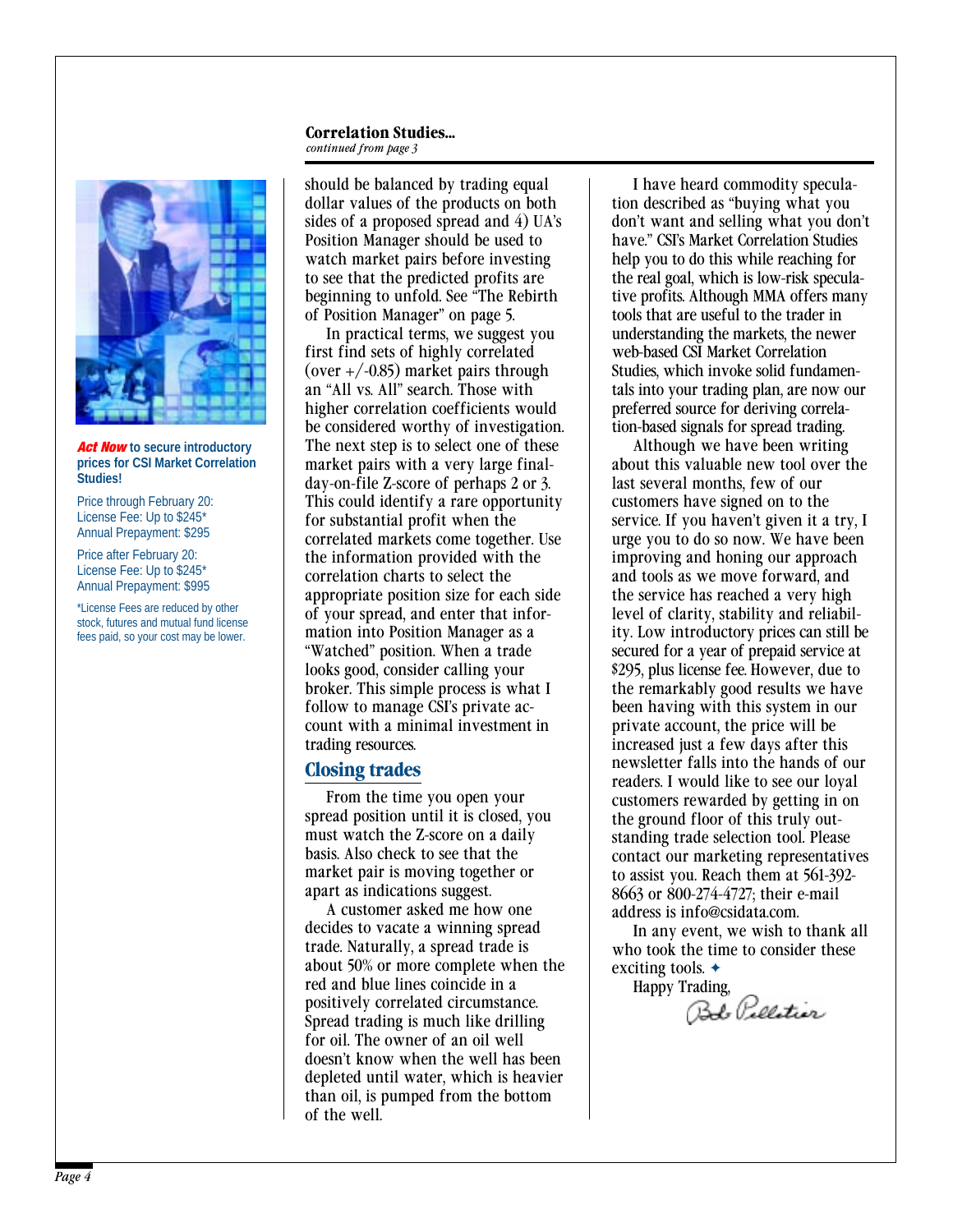**Correlation Studies...**
*continued from page 3*

should be balanced by trading equal dollar values of the products on both sides of a proposed spread and 4) UA's Position Manager should be used to watch market pairs before investing to see that the predicted profits are beginning to unfold. See "The Rebirth of Position Manager" on page 5.

In practical terms, we suggest you first find sets of highly correlated (over +/-0.85) market pairs through an "All vs. All" search. Those with higher correlation coefficients would be considered worthy of investigation. The next step is to select one of these market pairs with a very large final-day-on-file Z-score of perhaps 2 or 3. This could identify a rare opportunity for substantial profit when the correlated markets come together. Use the information provided with the correlation charts to select the appropriate position size for each side of your spread, and enter that information into Position Manager as a "Watched" position. When a trade looks good, consider calling your broker. This simple process is what I follow to manage CSI's private account with a minimal investment in trading resources.

## Closing trades

From the time you open your spread position until it is closed, you must watch the Z-score on a daily basis. Also check to see that the market pair is moving together or apart as indications suggest.

A customer asked me how one decides to vacate a winning spread trade. Naturally, a spread trade is about 50% or more complete when the red and blue lines coincide in a positively correlated circumstance. Spread trading is much like drilling for oil. The owner of an oil well doesn't know when the well has been depleted until water, which is heavier than oil, is pumped from the bottom of the well.

I have heard commodity speculation described as "buying what you don't want and selling what you don't have." CSI's Market Correlation Studies help you to do this while reaching for the real goal, which is low-risk speculative profits. Although MMA offers many tools that are useful to the trader in understanding the markets, the newer web-based CSI Market Correlation Studies, which invoke solid fundamentals into your trading plan, are now our preferred source for deriving correlation-based signals for spread trading.

Although we have been writing about this valuable new tool over the last several months, few of our customers have signed on to the service. If you haven't given it a try, I urge you to do so now. We have been improving and honing our approach and tools as we move forward, and the service has reached a very high level of clarity, stability and reliability. Low introductory prices can still be secured for a year of prepaid service at $295, plus license fee. However, due to the remarkably good results we have been having with this system in our private account, the price will be increased just a few days after this newsletter falls into the hands of our readers. I would like to see our loyal customers rewarded by getting in on the ground floor of this truly outstanding trade selection tool. Please contact our marketing representatives to assist you. Reach them at 561-392-8663 or 800-274-4727; their e-mail address is info@csidata.com.

In any event, we wish to thank all who took the time to consider these exciting tools. ✦

Happy Trading,

Bob Pelletier

---

***Act Now*** **to secure introductory prices for CSI Market Correlation Studies!**

Price through February 20:
License Fee: Up to $245*
Annual Prepayment: $295

Price after February 20:
License Fee: Up to $245*
Annual Prepayment: $995

*License Fees are reduced by other stock, futures and mutual fund license fees paid, so your cost may be lower.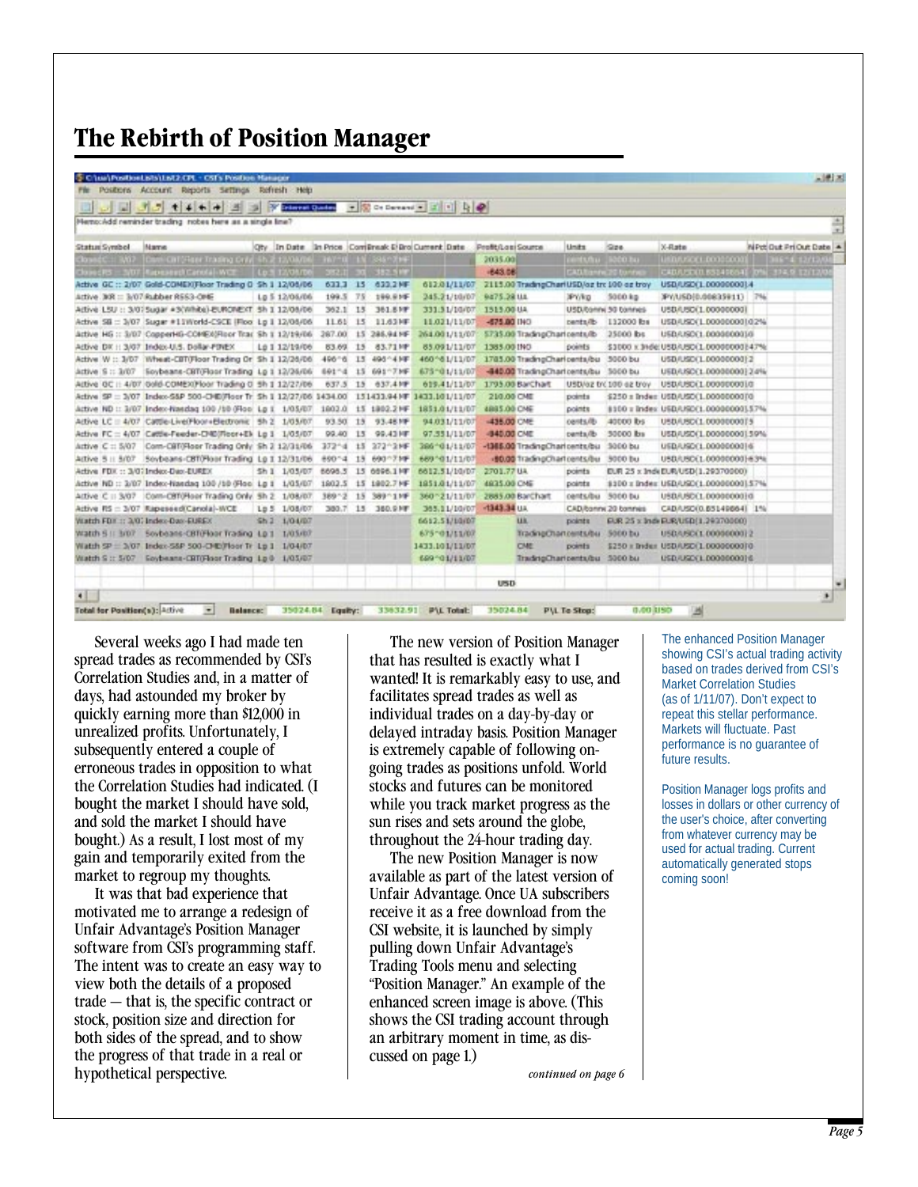# The Rebirth of Position Manager

Several weeks ago I had made ten spread trades as recommended by CSI's Correlation Studies and, in a matter of days, had astounded my broker by quickly earning more than $12,000 in unrealized profits. Unfortunately, I subsequently entered a couple of erroneous trades in opposition to what the Correlation Studies had indicated. (I bought the market I should have sold, and sold the market I should have bought.) As a result, I lost most of my gain and temporarily exited from the market to regroup my thoughts.

It was that bad experience that motivated me to arrange a redesign of Unfair Advantage's Position Manager software from CSI's programming staff. The intent was to create an easy way to view both the details of a proposed trade — that is, the specific contract or stock, position size and direction for both sides of the spread, and to show the progress of that trade in a real or hypothetical perspective.

The new version of Position Manager that has resulted is exactly what I wanted! It is remarkably easy to use, and facilitates spread trades as well as individual trades on a day-by-day or delayed intraday basis. Position Manager is extremely capable of following on-going trades as positions unfold. World stocks and futures can be monitored while you track market progress as the sun rises and sets around the globe, throughout the 24-hour trading day.

The new Position Manager is now available as part of the latest version of Unfair Advantage. Once UA subscribers receive it as a free download from the CSI website, it is launched by simply pulling down Unfair Advantage's Trading Tools menu and selecting "Position Manager." An example of the enhanced screen image is above. (This shows the CSI trading account through an arbitrary moment in time, as discussed on page 1.)

*continued on page 6*

The enhanced Position Manager showing CSI's actual trading activity based on trades derived from CSI's Market Correlation Studies (as of 1/11/07). Don't expect to repeat this stellar performance. Markets will fluctuate. Past performance is no guarantee of future results.

Position Manager logs profits and losses in dollars or other currency of the user's choice, after converting from whatever currency may be used for actual trading. Current automatically generated stops coming soon!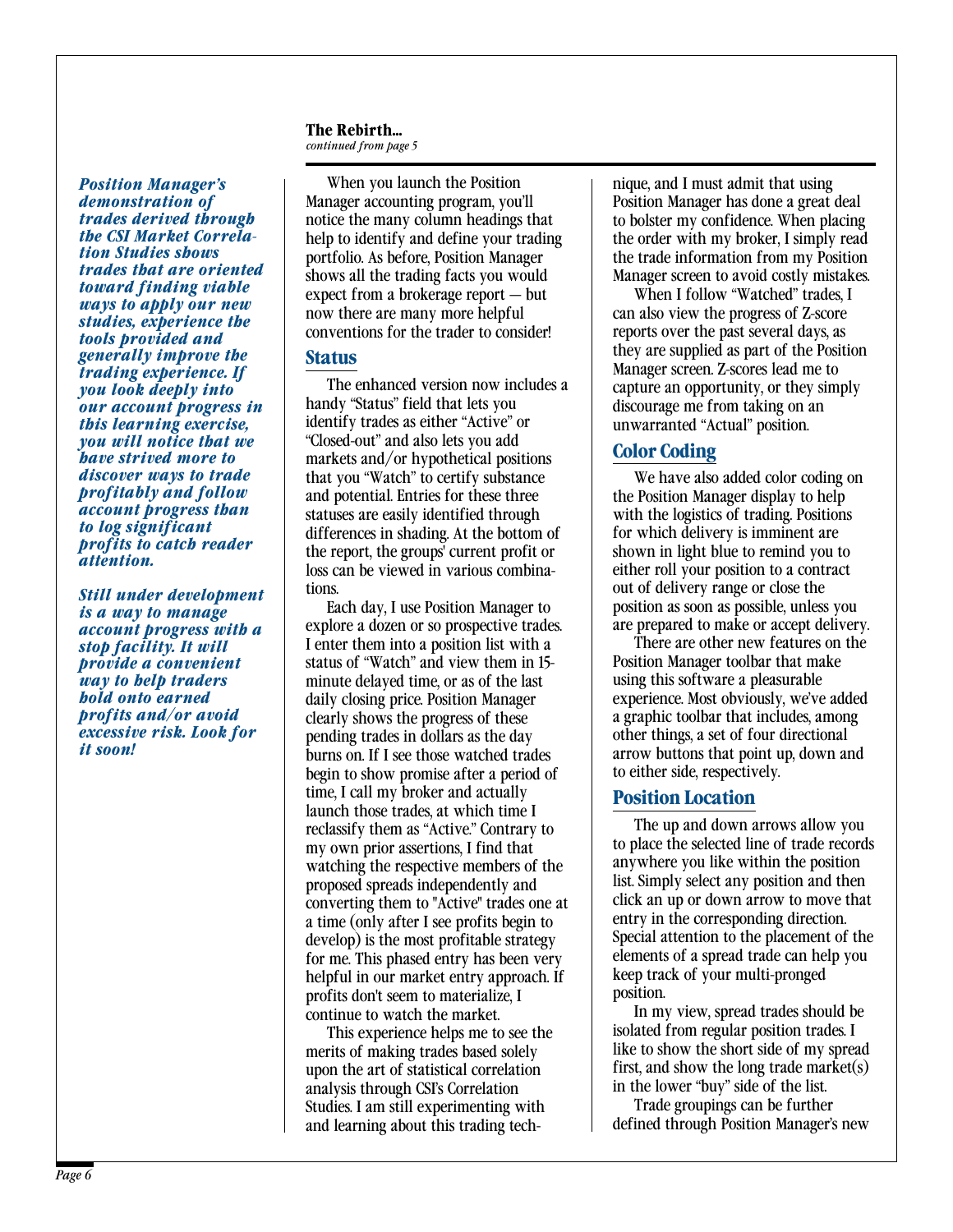**The Rebirth...**
*continued from page 5*

***Position Manager's demonstration of trades derived through the CSI Market Correlation Studies shows trades that are oriented toward finding viable ways to apply our new studies, experience the tools provided and generally improve the trading experience. If you look deeply into our account progress in this learning exercise, you will notice that we have strived more to discover ways to trade profitably and follow account progress than to log significant profits to catch reader attention.***

***Still under development is a way to manage account progress with a stop facility. It will provide a convenient way to help traders hold onto earned profits and/or avoid excessive risk. Look for it soon!***

When you launch the Position Manager accounting program, you'll notice the many column headings that help to identify and define your trading portfolio. As before, Position Manager shows all the trading facts you would expect from a brokerage report — but now there are many more helpful conventions for the trader to consider!

## Status

The enhanced version now includes a handy "Status" field that lets you identify trades as either "Active" or "Closed-out" and also lets you add markets and/or hypothetical positions that you "Watch" to certify substance and potential. Entries for these three statuses are easily identified through differences in shading. At the bottom of the report, the groups' current profit or loss can be viewed in various combinations.

Each day, I use Position Manager to explore a dozen or so prospective trades. I enter them into a position list with a status of "Watch" and view them in 15-minute delayed time, or as of the last daily closing price. Position Manager clearly shows the progress of these pending trades in dollars as the day burns on. If I see those watched trades begin to show promise after a period of time, I call my broker and actually launch those trades, at which time I reclassify them as "Active." Contrary to my own prior assertions, I find that watching the respective members of the proposed spreads independently and converting them to "Active" trades one at a time (only after I see profits begin to develop) is the most profitable strategy for me. This phased entry has been very helpful in our market entry approach. If profits don't seem to materialize, I continue to watch the market.

This experience helps me to see the merits of making trades based solely upon the art of statistical correlation analysis through CSI's Correlation Studies. I am still experimenting with and learning about this trading technique, and I must admit that using Position Manager has done a great deal to bolster my confidence. When placing the order with my broker, I simply read the trade information from my Position Manager screen to avoid costly mistakes.

When I follow "Watched" trades, I can also view the progress of Z-score reports over the past several days, as they are supplied as part of the Position Manager screen. Z-scores lead me to capture an opportunity, or they simply discourage me from taking on an unwarranted "Actual" position.

## Color Coding

We have also added color coding on the Position Manager display to help with the logistics of trading. Positions for which delivery is imminent are shown in light blue to remind you to either roll your position to a contract out of delivery range or close the position as soon as possible, unless you are prepared to make or accept delivery.

There are other new features on the Position Manager toolbar that make using this software a pleasurable experience. Most obviously, we've added a graphic toolbar that includes, among other things, a set of four directional arrow buttons that point up, down and to either side, respectively.

## Position Location

The up and down arrows allow you to place the selected line of trade records anywhere you like within the position list. Simply select any position and then click an up or down arrow to move that entry in the corresponding direction. Special attention to the placement of the elements of a spread trade can help you keep track of your multi-pronged position.

In my view, spread trades should be isolated from regular position trades. I like to show the short side of my spread first, and show the long trade market(s) in the lower "buy" side of the list.

Trade groupings can be further defined through Position Manager's new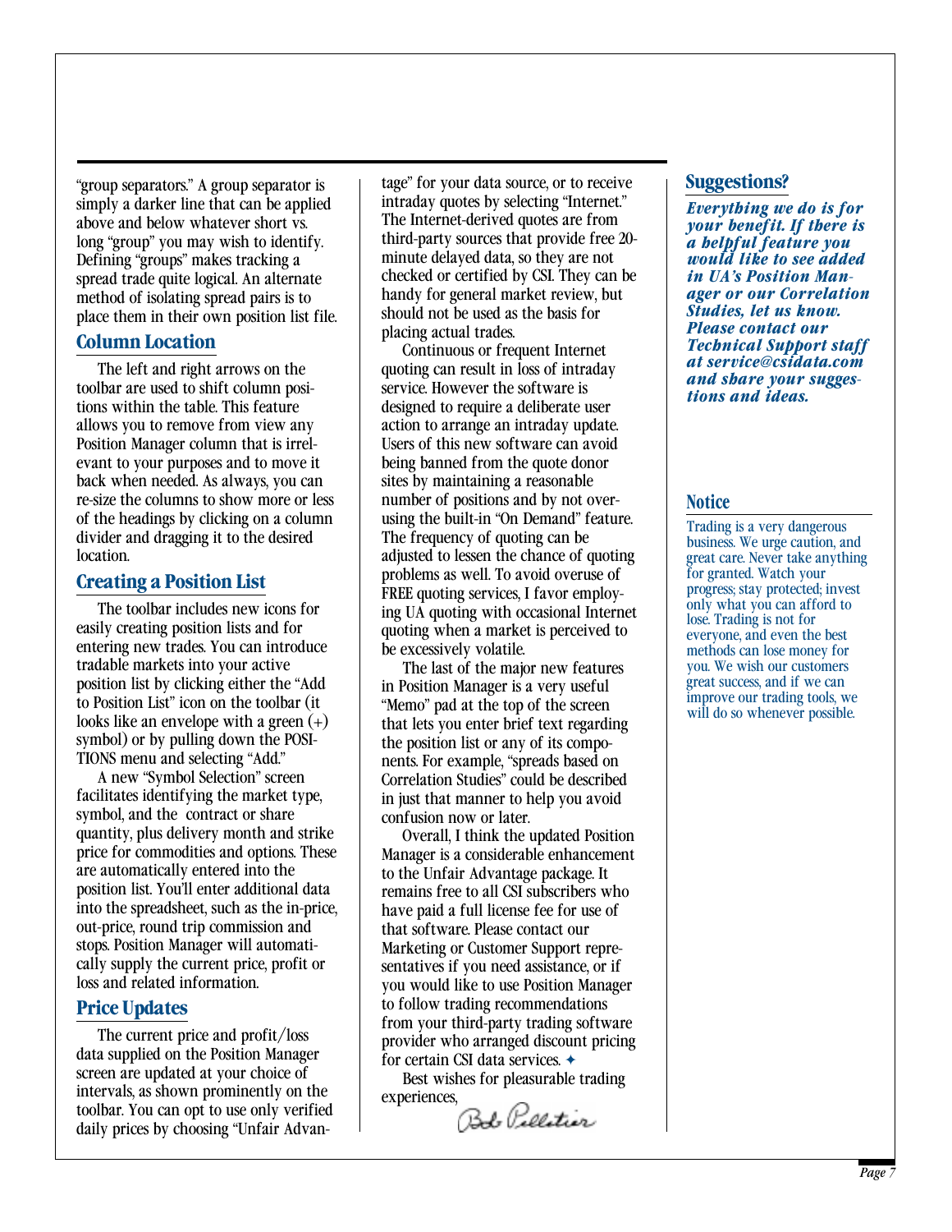"group separators." A group separator is simply a darker line that can be applied above and below whatever short vs. long "group" you may wish to identify. Defining "groups" makes tracking a spread trade quite logical. An alternate method of isolating spread pairs is to place them in their own position list file.

## Column Location

The left and right arrows on the toolbar are used to shift column positions within the table. This feature allows you to remove from view any Position Manager column that is irrelevant to your purposes and to move it back when needed. As always, you can re-size the columns to show more or less of the headings by clicking on a column divider and dragging it to the desired location.

## Creating a Position List

The toolbar includes new icons for easily creating position lists and for entering new trades. You can introduce tradable markets into your active position list by clicking either the "Add to Position List" icon on the toolbar (it looks like an envelope with a green (+) symbol) or by pulling down the POSITIONS menu and selecting "Add."

A new "Symbol Selection" screen facilitates identifying the market type, symbol, and the contract or share quantity, plus delivery month and strike price for commodities and options. These are automatically entered into the position list. You'll enter additional data into the spreadsheet, such as the in-price, out-price, round trip commission and stops. Position Manager will automatically supply the current price, profit or loss and related information.

## Price Updates

The current price and profit/loss data supplied on the Position Manager screen are updated at your choice of intervals, as shown prominently on the toolbar. You can opt to use only verified daily prices by choosing "Unfair Advantage" for your data source, or to receive intraday quotes by selecting "Internet." The Internet-derived quotes are from third-party sources that provide free 20-minute delayed data, so they are not checked or certified by CSI. They can be handy for general market review, but should not be used as the basis for placing actual trades.

Continuous or frequent Internet quoting can result in loss of intraday service. However the software is designed to require a deliberate user action to arrange an intraday update. Users of this new software can avoid being banned from the quote donor sites by maintaining a reasonable number of positions and by not overusing the built-in "On Demand" feature. The frequency of quoting can be adjusted to lessen the chance of quoting problems as well. To avoid overuse of FREE quoting services, I favor employing UA quoting with occasional Internet quoting when a market is perceived to be excessively volatile.

The last of the major new features in Position Manager is a very useful "Memo" pad at the top of the screen that lets you enter brief text regarding the position list or any of its components. For example, "spreads based on Correlation Studies" could be described in just that manner to help you avoid confusion now or later.

Overall, I think the updated Position Manager is a considerable enhancement to the Unfair Advantage package. It remains free to all CSI subscribers who have paid a full license fee for use of that software. Please contact our Marketing or Customer Support representatives if you need assistance, or if you would like to use Position Manager to follow trading recommendations from your third-party trading software provider who arranged discount pricing for certain CSI data services. ✦

Best wishes for pleasurable trading experiences,

Bob Pelletier

## Suggestions?

***Everything we do is for your benefit. If there is a helpful feature you would like to see added in UA's Position Manager or our Correlation Studies, let us know. Please contact our Technical Support staff at service@csidata.com and share your suggestions and ideas.***

## Notice

Trading is a very dangerous business. We urge caution, and great care. Never take anything for granted. Watch your progress; stay protected; invest only what you can afford to lose. Trading is not for everyone, and even the best methods can lose money for you. We wish our customers great success, and if we can improve our trading tools, we will do so whenever possible.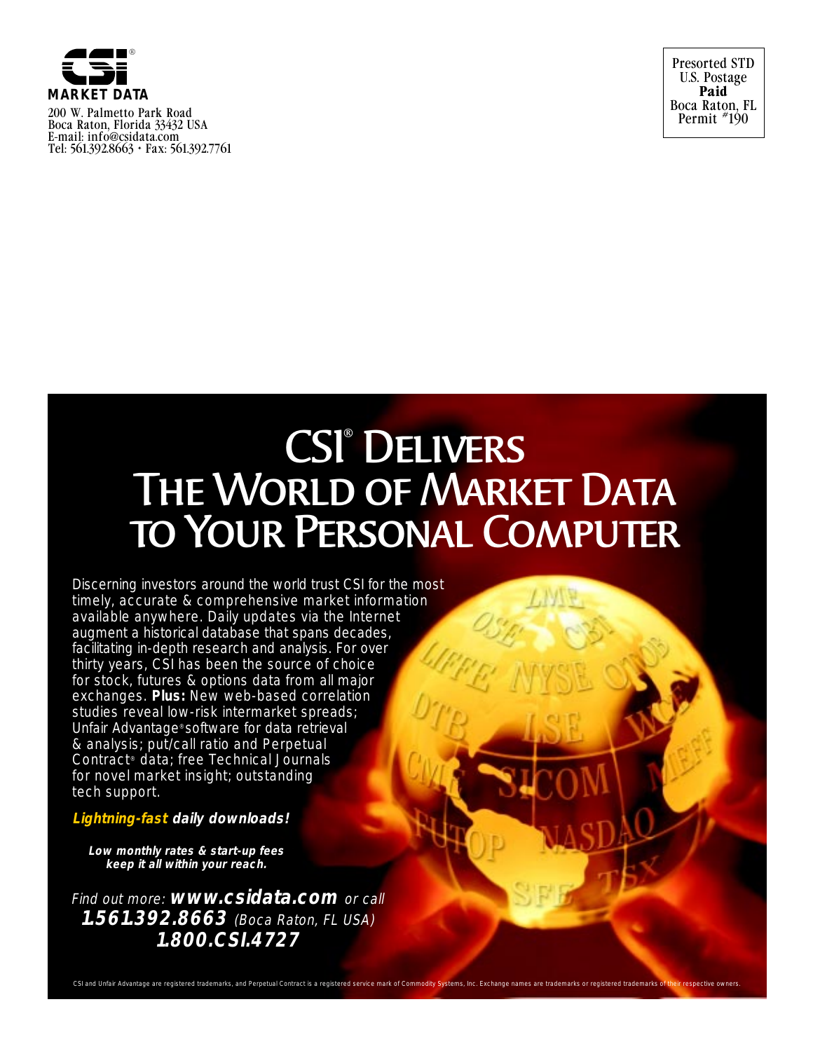**CSI®**
**MARKET DATA**

200 W. Palmetto Park Road
Boca Raton, Florida 33432 USA
E-mail: info@csidata.com
Tel: 561.392.8663 • Fax: 561.392.7761

Presorted STD
U.S. Postage
**Paid**
Boca Raton, FL
Permit #190

# CSI® Delivers The World of Market Data to Your Personal Computer

Discerning investors around the world trust CSI for the most timely, accurate & comprehensive market information available anywhere. Daily updates via the Internet augment a historical database that spans decades, facilitating in-depth research and analysis. For over thirty years, CSI has been the source of choice for stock, futures & options data from all major exchanges. **Plus:** New web-based correlation studies reveal low-risk intermarket spreads; Unfair Advantage® software for data retrieval & analysis; put/call ratio and Perpetual Contract® data; free Technical Journals for novel market insight; outstanding tech support.

***Lightning-fast daily downloads!***

***Low monthly rates & start-up fees keep it all within your reach.***

*Find out more:* ***www.csidata.com*** *or call*
***1.561.392.8663*** *(Boca Raton, FL USA)*
***1.800.CSI.4727***

CSI and Unfair Advantage are registered trademarks, and Perpetual Contract is a registered service mark of Commodity Systems, Inc. Exchange names are trademarks or registered trademarks of their respective owners.